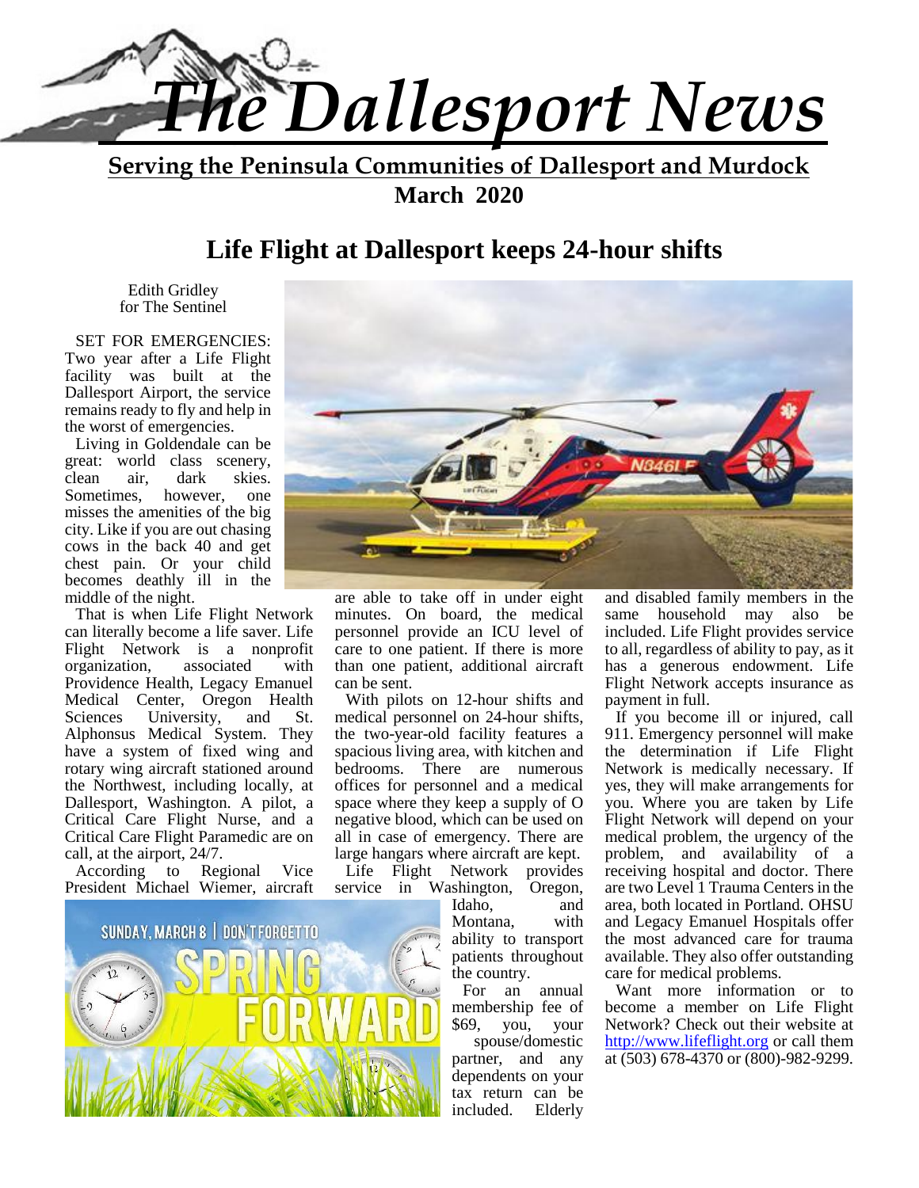# The Dallesport News

**Serving the Peninsula Communities of Dallesport and Murdock**

**March 2020**

## Life Flight at Dallesport keeps 24-hour shifts

Edith Gridley
for The Sentinel

SET FOR EMERGENCIES: Two year after a Life Flight facility was built at the Dallesport Airport, the service remains ready to fly and help in the worst of emergencies.

Living in Goldendale can be great: world class scenery, clean air, dark skies. Sometimes, however, one misses the amenities of the big city. Like if you are out chasing cows in the back 40 and get chest pain. Or your child becomes deathly ill in the middle of the night.

That is when Life Flight Network can literally become a life saver. Life Flight Network is a nonprofit organization, associated with Providence Health, Legacy Emanuel Medical Center, Oregon Health Sciences University, and St. Alphonsus Medical System. They have a system of fixed wing and rotary wing aircraft stationed around the Northwest, including locally, at Dallesport, Washington. A pilot, a Critical Care Flight Nurse, and a Critical Care Flight Paramedic are on call, at the airport, 24/7.

According to Regional Vice President Michael Wiemer, aircraft are able to take off in under eight minutes. On board, the medical personnel provide an ICU level of care to one patient. If there is more than one patient, additional aircraft can be sent.

With pilots on 12-hour shifts and medical personnel on 24-hour shifts, the two-year-old facility features a spacious living area, with kitchen and bedrooms. There are numerous offices for personnel and a medical space where they keep a supply of O negative blood, which can be used on all in case of emergency. There are large hangars where aircraft are kept.

Life Flight Network provides service in Washington, Oregon, Idaho, and Montana, with ability to transport patients throughout the country.

For an annual membership fee of $69, you, your spouse/domestic partner, and any dependents on your tax return can be included. Elderly and disabled family members in the same household may also be included. Life Flight provides service to all, regardless of ability to pay, as it has a generous endowment. Life Flight Network accepts insurance as payment in full.

If you become ill or injured, call 911. Emergency personnel will make the determination if Life Flight Network is medically necessary. If yes, they will make arrangements for you. Where you are taken by Life Flight Network will depend on your medical problem, the urgency of the problem, and availability of a receiving hospital and doctor. There are two Level 1 Trauma Centers in the area, both located in Portland. OHSU and Legacy Emanuel Hospitals offer the most advanced care for trauma available. They also offer outstanding care for medical problems.

Want more information or to become a member on Life Flight Network? Check out their website at http://www.lifeflight.org or call them at (503) 678-4370 or (800)-982-9299.

SUNDAY, MARCH 8 | DON'T FORGET TO SPRING FORWARD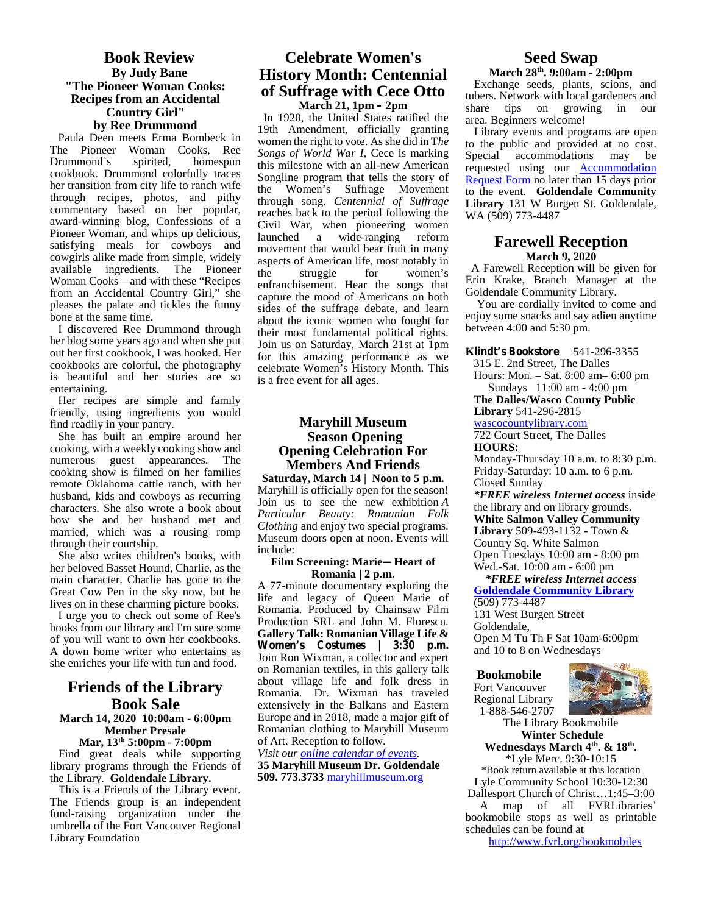## Book Review

**By Judy Bane**

**"The Pioneer Woman Cooks: Recipes from an Accidental Country Girl"**

**by Ree Drummond**

Paula Deen meets Erma Bombeck in The Pioneer Woman Cooks, Ree Drummond's spirited, homespun cookbook. Drummond colorfully traces her transition from city life to ranch wife through recipes, photos, and pithy commentary based on her popular, award-winning blog, Confessions of a Pioneer Woman, and whips up delicious, satisfying meals for cowboys and cowgirls alike made from simple, widely available ingredients. The Pioneer Woman Cooks—and with these "Recipes from an Accidental Country Girl," she pleases the palate and tickles the funny bone at the same time.

I discovered Ree Drummond through her blog some years ago and when she put out her first cookbook, I was hooked. Her cookbooks are colorful, the photography is beautiful and her stories are so entertaining.

Her recipes are simple and family friendly, using ingredients you would find readily in your pantry.

She has built an empire around her cooking, with a weekly cooking show and numerous guest appearances. The cooking show is filmed on her families remote Oklahoma cattle ranch, with her husband, kids and cowboys as recurring characters. She also wrote a book about how she and her husband met and married, which was a rousing romp through their courtship.

She also writes children's books, with her beloved Basset Hound, Charlie, as the main character. Charlie has gone to the Great Cow Pen in the sky now, but he lives on in these charming picture books.

I urge you to check out some of Ree's books from our library and I'm sure some of you will want to own her cookbooks. A down home writer who entertains as she enriches your life with fun and food.

## Friends of the Library Book Sale

**March 14, 2020 10:00am - 6:00pm**

**Member Presale**

**Mar, 13th 5:00pm - 7:00pm**

Find great deals while supporting library programs through the Friends of the Library. **Goldendale Library.**

This is a Friends of the Library event. The Friends group is an independent fund-raising organization under the umbrella of the Fort Vancouver Regional Library Foundation

## Celebrate Women's History Month: Centennial of Suffrage with Cece Otto

**March 21, 1pm – 2pm**

In 1920, the United States ratified the 19th Amendment, officially granting women the right to vote. As she did in T*he Songs of World War I,* Cece is marking this milestone with an all-new American Songline program that tells the story of the Women's Suffrage Movement through song. *Centennial of Suffrage* reaches back to the period following the Civil War, when pioneering women launched a wide-ranging reform movement that would bear fruit in many aspects of American life, most notably in the struggle for women's enfranchisement. Hear the songs that capture the mood of Americans on both sides of the suffrage debate, and learn about the iconic women who fought for their most fundamental political rights. Join us on Saturday, March 21st at 1pm for this amazing performance as we celebrate Women's History Month. This is a free event for all ages.

### Maryhill Museum Season Opening Opening Celebration For Members And Friends

**Saturday, March 14 | Noon to 5 p.m.**

Maryhill is officially open for the season! Join us to see the new exhibition *A Particular Beauty: Romanian Folk Clothing* and enjoy two special programs. Museum doors open at noon. Events will include:

**Film Screening: Marie— Heart of Romania | 2 p.m.**

A 77-minute documentary exploring the life and legacy of Queen Marie of Romania. Produced by Chainsaw Film Production SRL and John M. Florescu.

**Gallery Talk: Romanian Village Life & Women's Costumes | 3:30 p.m.**

Join Ron Wixman, a collector and expert on Romanian textiles, in this gallery talk about village life and folk dress in Romania. Dr. Wixman has traveled extensively in the Balkans and Eastern Europe and in 2018, made a major gift of Romanian clothing to Maryhill Museum of Art. Reception to follow.

*Visit our online calendar of events.*

**35 Maryhill Museum Dr. Goldendale 509. 773.3733** maryhillmuseum.org

## Seed Swap

**March 28th. 9:00am - 2:00pm**

Exchange seeds, plants, scions, and tubers. Network with local gardeners and share tips on growing in our area. Beginners welcome!

Library events and programs are open to the public and provided at no cost. Special accommodations may be requested using our Accommodation Request Form no later than 15 days prior to the event. **Goldendale Community Library** 131 W Burgen St. Goldendale, WA (509) 773-4487

## Farewell Reception

**March 9, 2020**

A Farewell Reception will be given for Erin Krake, Branch Manager at the Goldendale Community Library.

You are cordially invited to come and enjoy some snacks and say adieu anytime between 4:00 and 5:30 pm.

**Klindt's Bookstore** 541-296-3355
315 E. 2nd Street, The Dalles
Hours: Mon. – Sat. 8:00 am– 6:00 pm
Sundays 11:00 am - 4:00 pm

**The Dalles/Wasco County Public Library** 541-296-2815
wascocountylibrary.com
722 Court Street, The Dalles
**HOURS:**
Monday-Thursday 10 a.m. to 8:30 p.m.
Friday-Saturday: 10 a.m. to 6 p.m.
Closed Sunday
***FREE wireless Internet access** inside the library and on library grounds.

**White Salmon Valley Community Library** 509-493-1132 - Town & Country Sq. White Salmon
Open Tuesdays 10:00 am - 8:00 pm
Wed.-Sat. 10:00 am - 6:00 pm
***FREE wireless Internet access***

**Goldendale Community Library**
(509) 773-4487
131 West Burgen Street
Goldendale,
Open M Tu Th F Sat 10am-6:00pm and 10 to 8 on Wednesdays

**Bookmobile**
Fort Vancouver Regional Library
1-888-546-2707

The Library Bookmobile
**Winter Schedule**
**Wednesdays March 4th. & 18th.**
*Lyle Merc. 9:30-10:15
*Book return available at this location
Lyle Community School 10:30-12:30
Dallesport Church of Christ…1:45–3:00

A map of all FVRLibraries' bookmobile stops as well as printable schedules can be found at
http://www.fvrl.org/bookmobiles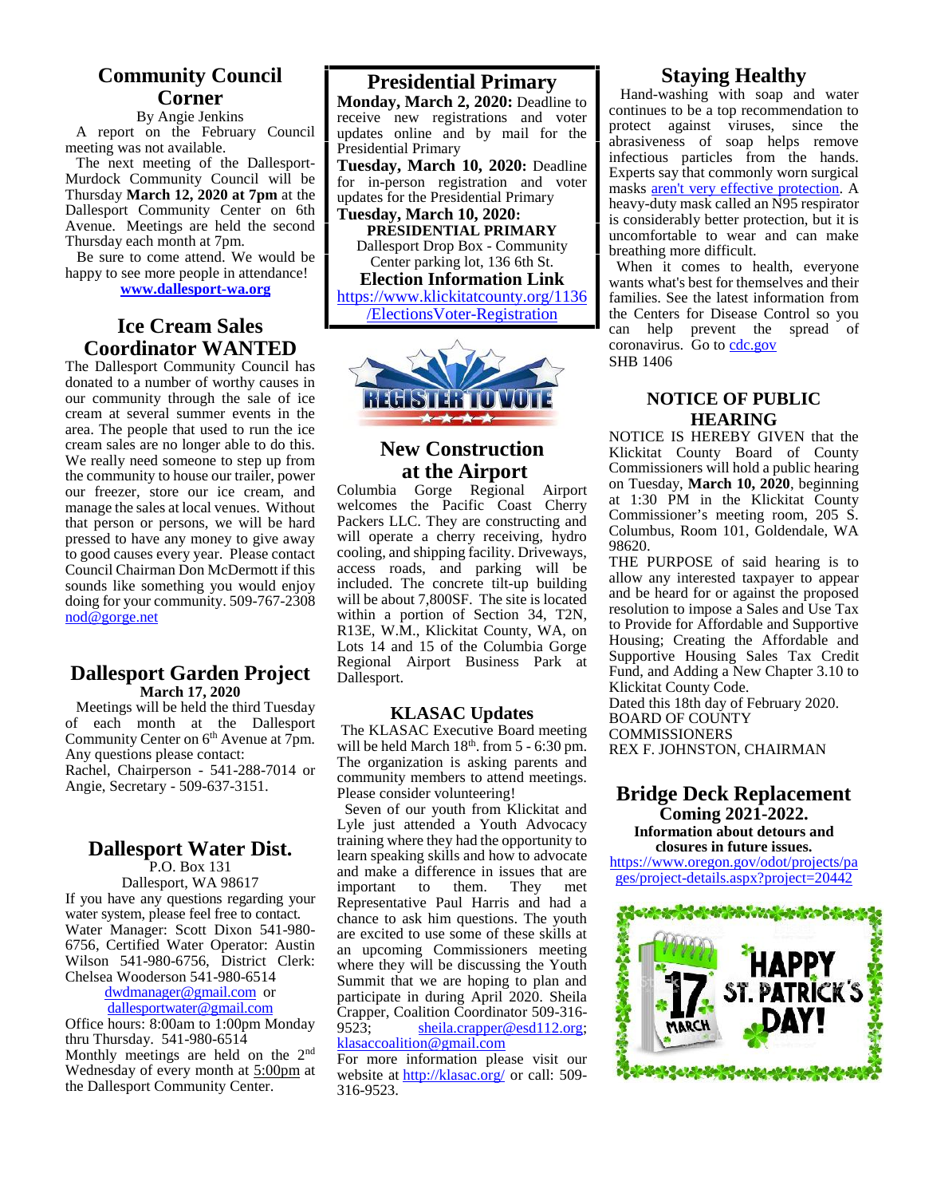## Community Council Corner

By Angie Jenkins

A report on the February Council meeting was not available.

The next meeting of the Dallesport-Murdock Community Council will be Thursday **March 12, 2020 at 7pm** at the Dallesport Community Center on 6th Avenue. Meetings are held the second Thursday each month at 7pm.

Be sure to come attend. We would be happy to see more people in attendance!

**www.dallesport-wa.org**

## Ice Cream Sales Coordinator WANTED

The Dallesport Community Council has donated to a number of worthy causes in our community through the sale of ice cream at several summer events in the area. The people that used to run the ice cream sales are no longer able to do this. We really need someone to step up from the community to house our trailer, power our freezer, store our ice cream, and manage the sales at local venues. Without that person or persons, we will be hard pressed to have any money to give away to good causes every year. Please contact Council Chairman Don McDermott if this sounds like something you would enjoy doing for your community. 509-767-2308 nod@gorge.net

## Dallesport Garden Project

**March 17, 2020**

Meetings will be held the third Tuesday of each month at the Dallesport Community Center on 6th Avenue at 7pm. Any questions please contact:
Rachel, Chairperson - 541-288-7014 or Angie, Secretary - 509-637-3151.

## Dallesport Water Dist.

P.O. Box 131
Dallesport, WA 98617

If you have any questions regarding your water system, please feel free to contact. Water Manager: Scott Dixon 541-980-6756, Certified Water Operator: Austin Wilson 541-980-6756, District Clerk: Chelsea Wooderson 541-980-6514

dwdmanager@gmail.com or dallesportwater@gmail.com

Office hours: 8:00am to 1:00pm Monday thru Thursday. 541-980-6514

Monthly meetings are held on the 2nd Wednesday of every month at 5:00pm at the Dallesport Community Center.

## Presidential Primary

**Monday, March 2, 2020:** Deadline to receive new registrations and voter updates online and by mail for the Presidential Primary

**Tuesday, March 10, 2020:** Deadline for in-person registration and voter updates for the Presidential Primary

**Tuesday, March 10, 2020:**

**PRESIDENTIAL PRIMARY**

Dallesport Drop Box - Community Center parking lot, 136 6th St.

**Election Information Link**

https://www.klickitatcounty.org/1136/ElectionsVoter-Registration

## New Construction at the Airport

Columbia Gorge Regional Airport welcomes the Pacific Coast Cherry Packers LLC. They are constructing and will operate a cherry receiving, hydro cooling, and shipping facility. Driveways, access roads, and parking will be included. The concrete tilt-up building will be about 7,800SF. The site is located within a portion of Section 34, T2N, R13E, W.M., Klickitat County, WA, on Lots 14 and 15 of the Columbia Gorge Regional Airport Business Park at Dallesport.

## KLASAC Updates

The KLASAC Executive Board meeting will be held March 18th. from 5 - 6:30 pm. The organization is asking parents and community members to attend meetings. Please consider volunteering!

Seven of our youth from Klickitat and Lyle just attended a Youth Advocacy training where they had the opportunity to learn speaking skills and how to advocate and make a difference in issues that are important to them. They met Representative Paul Harris and had a chance to ask him questions. The youth are excited to use some of these skills at an upcoming Commissioners meeting where they will be discussing the Youth Summit that we are hoping to plan and participate in during April 2020. Sheila Crapper, Coalition Coordinator 509-316-9523; sheila.crapper@esd112.org; klasaccoalition@gmail.com

For more information please visit our website at http://klasac.org/ or call: 509-316-9523.

## Staying Healthy

Hand-washing with soap and water continues to be a top recommendation to protect against viruses, since the abrasiveness of soap helps remove infectious particles from the hands. Experts say that commonly worn surgical masks aren't very effective protection. A heavy-duty mask called an N95 respirator is considerably better protection, but it is uncomfortable to wear and can make breathing more difficult.

When it comes to health, everyone wants what's best for themselves and their families. See the latest information from the Centers for Disease Control so you can help prevent the spread of coronavirus. Go to cdc.gov

SHB 1406

## NOTICE OF PUBLIC HEARING

NOTICE IS HEREBY GIVEN that the Klickitat County Board of County Commissioners will hold a public hearing on Tuesday, **March 10, 2020**, beginning at 1:30 PM in the Klickitat County Commissioner's meeting room, 205 S. Columbus, Room 101, Goldendale, WA 98620.

THE PURPOSE of said hearing is to allow any interested taxpayer to appear and be heard for or against the proposed resolution to impose a Sales and Use Tax to Provide for Affordable and Supportive Housing; Creating the Affordable and Supportive Housing Sales Tax Credit Fund, and Adding a New Chapter 3.10 to Klickitat County Code.

Dated this 18th day of February 2020.
BOARD OF COUNTY COMMISSIONERS
REX F. JOHNSTON, CHAIRMAN

## Bridge Deck Replacement

**Coming 2021-2022.**

**Information about detours and closures in future issues.**

https://www.oregon.gov/odot/projects/pages/project-details.aspx?project=20442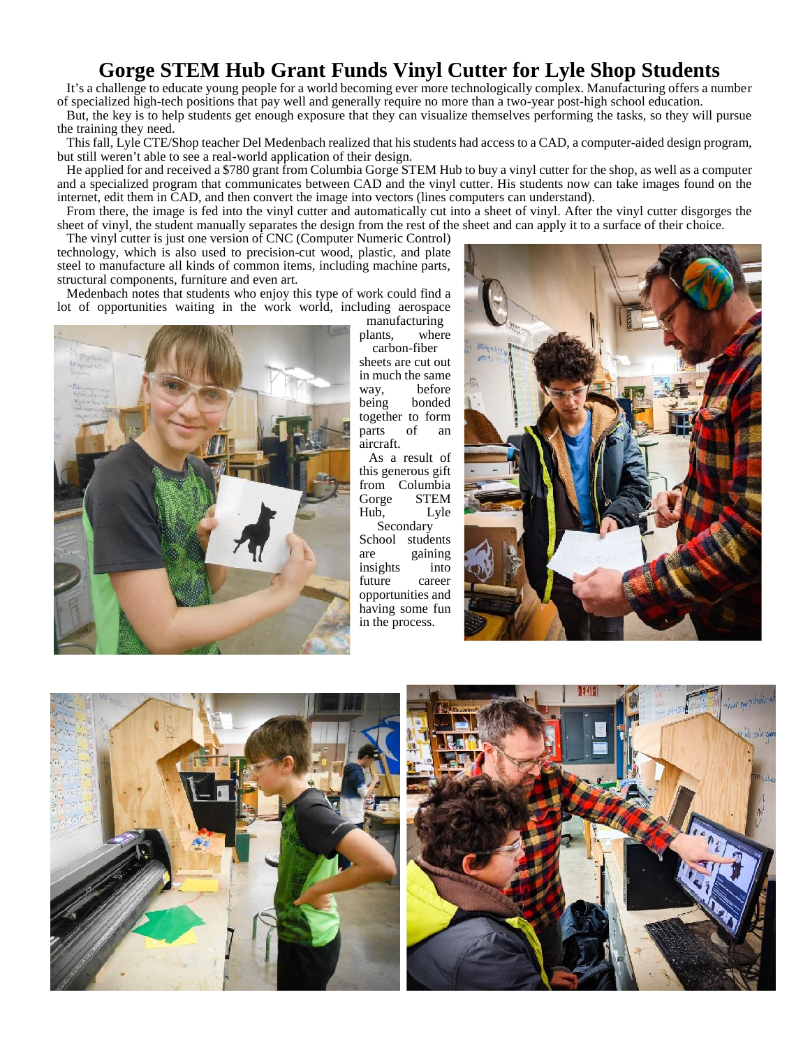# Gorge STEM Hub Grant Funds Vinyl Cutter for Lyle Shop Students

It's a challenge to educate young people for a world becoming ever more technologically complex. Manufacturing offers a number of specialized high-tech positions that pay well and generally require no more than a two-year post-high school education.

But, the key is to help students get enough exposure that they can visualize themselves performing the tasks, so they will pursue the training they need.

This fall, Lyle CTE/Shop teacher Del Medenbach realized that his students had access to a CAD, a computer-aided design program, but still weren't able to see a real-world application of their design.

He applied for and received a $780 grant from Columbia Gorge STEM Hub to buy a vinyl cutter for the shop, as well as a computer and a specialized program that communicates between CAD and the vinyl cutter. His students now can take images found on the internet, edit them in CAD, and then convert the image into vectors (lines computers can understand).

From there, the image is fed into the vinyl cutter and automatically cut into a sheet of vinyl. After the vinyl cutter disgorges the sheet of vinyl, the student manually separates the design from the rest of the sheet and can apply it to a surface of their choice.

The vinyl cutter is just one version of CNC (Computer Numeric Control) technology, which is also used to precision-cut wood, plastic, and plate steel to manufacture all kinds of common items, including machine parts, structural components, furniture and even art.

Medenbach notes that students who enjoy this type of work could find a lot of opportunities waiting in the work world, including aerospace manufacturing plants, where carbon-fiber sheets are cut out in much the same way, before being bonded together to form parts of an aircraft.

As a result of this generous gift from Columbia Gorge STEM Hub, Lyle Secondary School students are gaining insights into future career opportunities and having some fun in the process.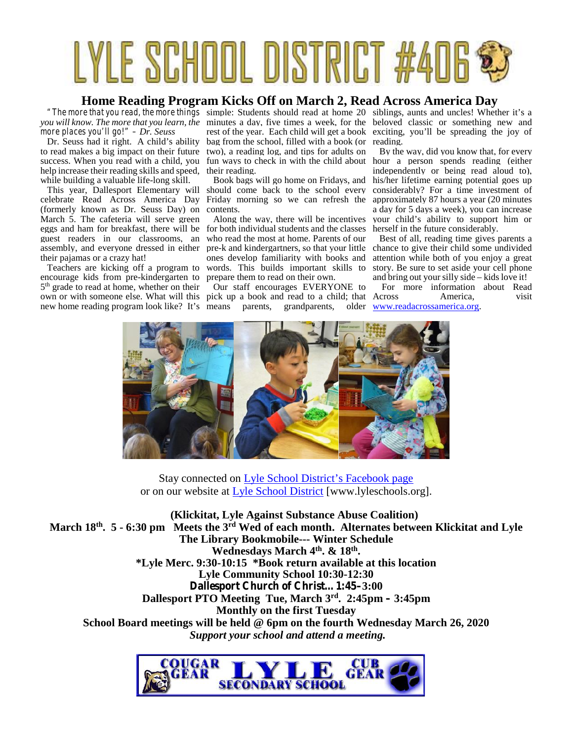# LYLE SCHOOL DISTRICT #406

## Home Reading Program Kicks Off on March 2, Read Across America Day

*"The more that you read, the more things you will know. The more that you learn, the more places you'll go!" – Dr. Seuss*

Dr. Seuss had it right. A child's ability to read makes a big impact on their future success. When you read with a child, you help increase their reading skills and speed, while building a valuable life-long skill.

This year, Dallesport Elementary will celebrate Read Across America Day (formerly known as Dr. Seuss Day) on March 5. The cafeteria will serve green eggs and ham for breakfast, there will be guest readers in our classrooms, an assembly, and everyone dressed in either their pajamas or a crazy hat!

Teachers are kicking off a program to encourage kids from pre-kindergarten to 5th grade to read at home, whether on their own or with someone else. What will this new home reading program look like? It's simple: Students should read at home 20 minutes a day, five times a week, for the rest of the year. Each child will get a book bag from the school, filled with a book (or two), a reading log, and tips for adults on fun ways to check in with the child about their reading.

Book bags will go home on Fridays, and should come back to the school every Friday morning so we can refresh the contents.

Along the way, there will be incentives for both individual students and the classes who read the most at home. Parents of our pre-k and kindergartners, so that your little ones develop familiarity with books and words. This builds important skills to prepare them to read on their own.

Our staff encourages EVERYONE to pick up a book and read to a child; that means parents, grandparents, older siblings, aunts and uncles! Whether it's a beloved classic or something new and exciting, you'll be spreading the joy of reading.

By the way, did you know that, for every hour a person spends reading (either independently or being read aloud to), his/her lifetime earning potential goes up considerably? For a time investment of approximately 87 hours a year (20 minutes a day for 5 days a week), you can increase your child's ability to support him or herself in the future considerably.

Best of all, reading time gives parents a chance to give their child some undivided attention while both of you enjoy a great story. Be sure to set aside your cell phone and bring out your silly side – kids love it!

For more information about Read Across America, visit [www.readacrossamerica.org](www.readacrossamerica.org).

Stay connected on [Lyle School District's Facebook page](#)
or on our website at [Lyle School District](#) [www.lyleschools.org].

**(Klickitat, Lyle Against Substance Abuse Coalition)**
**March 18th. 5 - 6:30 pm Meets the 3rd Wed of each month. Alternates between Klickitat and Lyle**
**The Library Bookmobile--- Winter Schedule**
**Wednesdays March 4th. & 18th.**
***Lyle Merc. 9:30-10:15 *Book return available at this location**
**Lyle Community School 10:30-12:30**
**Dallesport Church of Christ… 1:45–3:00**
**Dallesport PTO Meeting Tue, March 3rd. 2:45pm – 3:45pm**
**Monthly on the first Tuesday**
**School Board meetings will be held @ 6pm on the fourth Wednesday March 26, 2020**
***Support your school and attend a meeting.***

COUGAR GEAR LYLE SECONDARY SCHOOL CUB GEAR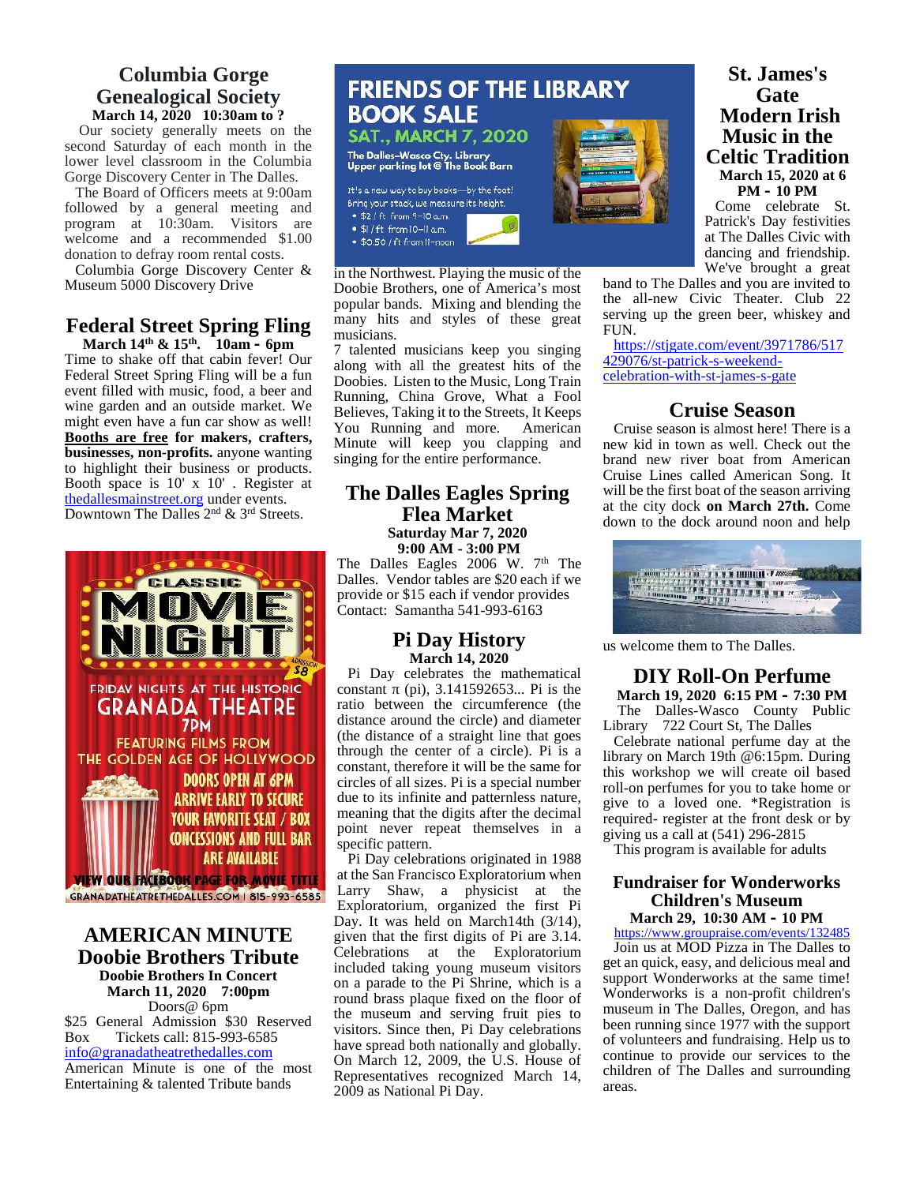## Columbia Gorge Genealogical Society

**March 14, 2020 10:30am to ?**

Our society generally meets on the second Saturday of each month in the lower level classroom in the Columbia Gorge Discovery Center in The Dalles.

The Board of Officers meets at 9:00am followed by a general meeting and program at 10:30am. Visitors are welcome and a recommended $1.00 donation to defray room rental costs.

Columbia Gorge Discovery Center & Museum 5000 Discovery Drive

## Federal Street Spring Fling

**March 14th & 15th. 10am - 6pm**

Time to shake off that cabin fever! Our Federal Street Spring Fling will be a fun event filled with music, food, a beer and wine garden and an outside market. We might even have a fun car show as well! **Booths are free for makers, crafters, businesses, non-profits.** anyone wanting to highlight their business or products. Booth space is 10' x 10' . Register at thedallesmainstreet.org under events. Downtown The Dalles 2nd & 3rd Streets.

CLASSIC MOVIE NIGHT

ADMISSION $8

FRIDAY NIGHTS AT THE HISTORIC GRANADA THEATRE 7PM

FEATURING FILMS FROM THE GOLDEN AGE OF HOLLYWOOD

DOORS OPEN AT 6PM

ARRIVE EARLY TO SECURE YOUR FAVORITE SEAT / BOX

CONCESSIONS AND FULL BAR ARE AVAILABLE

VIEW OUR FACEBOOK PAGE FOR MOVIE TITLE

GRANADATHEATRETHEDALLES.COM | 815-993-6585

## AMERICAN MINUTE Doobie Brothers Tribute

**Doobie Brothers In Concert**

**March 11, 2020 7:00pm**

Doors@ 6pm

$25 General Admission $30 Reserved Box Tickets call: 815-993-6585

info@granadatheatrethedalles.com

American Minute is one of the most Entertaining & talented Tribute bands in the Northwest. Playing the music of the Doobie Brothers, one of America's most popular bands. Mixing and blending the many hits and styles of these great musicians.

7 talented musicians keep you singing along with all the greatest hits of the Doobies. Listen to the Music, Long Train Running, China Grove, What a Fool Believes, Taking it to the Streets, It Keeps You Running and more. American Minute will keep you clapping and singing for the entire performance.

## FRIENDS OF THE LIBRARY BOOK SALE

**SAT., MARCH 7, 2020**

The Dalles–Wasco Cty. Library
Upper parking lot @ The Book Barn

It's a new way to buy books—by the foot! Bring your stack, we measure its height.

- $2 / ft from 9–10 a.m.
- $1 / ft from 10–11 a.m.
- $0.50 / ft from 11–noon

## The Dalles Eagles Spring Flea Market

**Saturday Mar 7, 2020**

**9:00 AM - 3:00 PM**

The Dalles Eagles 2006 W. 7th The Dalles. Vendor tables are $20 each if we provide or $15 each if vendor provides

Contact: Samantha 541-993-6163

## Pi Day History

**March 14, 2020**

Pi Day celebrates the mathematical constant π (pi), 3.141592653... Pi is the ratio between the circumference (the distance around the circle) and diameter (the distance of a straight line that goes through the center of a circle). Pi is a constant, therefore it will be the same for circles of all sizes. Pi is a special number due to its infinite and patternless nature, meaning that the digits after the decimal point never repeat themselves in a specific pattern.

Pi Day celebrations originated in 1988 at the San Francisco Exploratorium when Larry Shaw, a physicist at the Exploratorium, organized the first Pi Day. It was held on March14th (3/14), given that the first digits of Pi are 3.14. Celebrations at the Exploratorium included taking young museum visitors on a parade to the Pi Shrine, which is a round brass plaque fixed on the floor of the museum and serving fruit pies to visitors. Since then, Pi Day celebrations have spread both nationally and globally. On March 12, 2009, the U.S. House of Representatives recognized March 14, 2009 as National Pi Day.

## St. James's Gate Modern Irish Music in the Celtic Tradition

**March 15, 2020 at 6 PM - 10 PM**

Come celebrate St. Patrick's Day festivities at The Dalles Civic with dancing and friendship. We've brought a great band to The Dalles and you are invited to the all-new Civic Theater. Club 22 serving up the green beer, whiskey and FUN.

https://stjgate.com/event/3971786/517429076/st-patrick-s-weekend-celebration-with-st-james-s-gate

## Cruise Season

Cruise season is almost here! There is a new kid in town as well. Check out the brand new river boat from American Cruise Lines called American Song. It will be the first boat of the season arriving at the city dock **on March 27th.** Come down to the dock around noon and help us welcome them to The Dalles.

## DIY Roll-On Perfume

**March 19, 2020 6:15 PM - 7:30 PM**

The Dalles-Wasco County Public Library 722 Court St, The Dalles

Celebrate national perfume day at the library on March 19th @6:15pm. During this workshop we will create oil based roll-on perfumes for you to take home or give to a loved one. *Registration is required- register at the front desk or by giving us a call at (541) 296-2815

This program is available for adults

## Fundraiser for Wonderworks Children's Museum

**March 29, 10:30 AM - 10 PM**

https://www.groupraise.com/events/132485

Join us at MOD Pizza in The Dalles to get an quick, easy, and delicious meal and support Wonderworks at the same time! Wonderworks is a non-profit children's museum in The Dalles, Oregon, and has been running since 1977 with the support of volunteers and fundraising. Help us to continue to provide our services to the children of The Dalles and surrounding areas.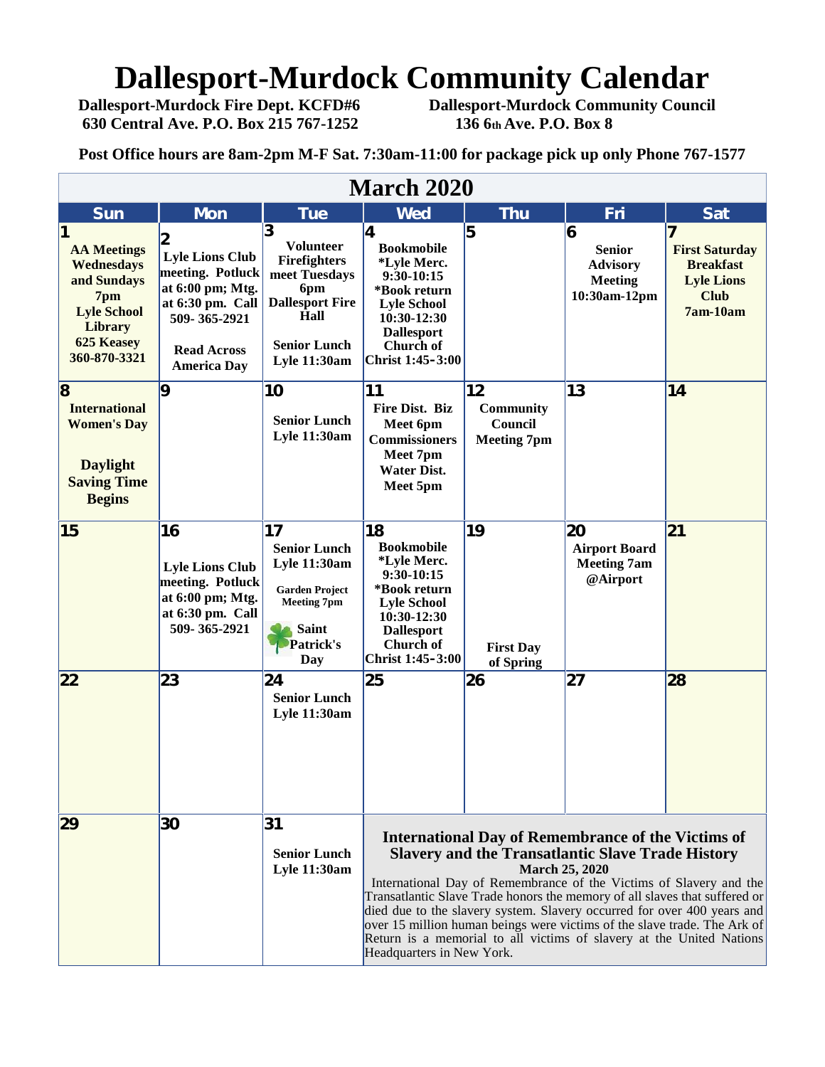# Dallesport-Murdock Community Calendar

**Dallesport-Murdock Fire Dept. KCFD#6**
**630 Central Ave. P.O. Box 215 767-1252**

**Dallesport-Murdock Community Council**
**136 6th Ave. P.O. Box 8**

**Post Office hours are 8am-2pm M-F Sat. 7:30am-11:00 for package pick up only Phone 767-1577**

## March 2020

| Sun | Mon | Tue | Wed | Thu | Fri | Sat |
|---|---|---|---|---|---|---|
| **1** AA Meetings Wednesdays and Sundays 7pm Lyle School Library 625 Keasey 360-870-3321 | **2** Lyle Lions Club meeting. Potluck at 6:00 pm; Mtg. at 6:30 pm. Call 509- 365-2921 Read Across America Day | **3** Volunteer Firefighters meet Tuesdays 6pm Dallesport Fire Hall Senior Lunch Lyle 11:30am | **4** Bookmobile *Lyle Merc. 9:30-10:15 *Book return Lyle School 10:30-12:30 Dallesport Church of Christ 1:45-3:00 | **5** | **6** Senior Advisory Meeting 10:30am-12pm | **7** First Saturday Breakfast Lyle Lions Club 7am-10am |
| **8** International Women's Day Daylight Saving Time Begins | **9** | **10** Senior Lunch Lyle 11:30am | **11** Fire Dist. Biz Meet 6pm Commissioners Meet 7pm Water Dist. Meet 5pm | **12** Community Council Meeting 7pm | **13** | **14** |
| **15** | **16** Lyle Lions Club meeting. Potluck at 6:00 pm; Mtg. at 6:30 pm. Call 509- 365-2921 | **17** Senior Lunch Lyle 11:30am Garden Project Meeting 7pm Saint Patrick's Day | **18** Bookmobile *Lyle Merc. 9:30-10:15 *Book return Lyle School 10:30-12:30 Dallesport Church of Christ 1:45-3:00 | **19** First Day of Spring | **20** Airport Board Meeting 7am @Airport | **21** |
| **22** | **23** | **24** Senior Lunch Lyle 11:30am | **25** | **26** | **27** | **28** |
| **29** | **30** | **31** Senior Lunch Lyle 11:30am | | | | |

### International Day of Remembrance of the Victims of Slavery and the Transatlantic Slave Trade History

**March 25, 2020**

International Day of Remembrance of the Victims of Slavery and the Transatlantic Slave Trade honors the memory of all slaves that suffered or died due to the slavery system. Slavery occurred for over 400 years and over 15 million human beings were victims of the slave trade. The Ark of Return is a memorial to all victims of slavery at the United Nations Headquarters in New York.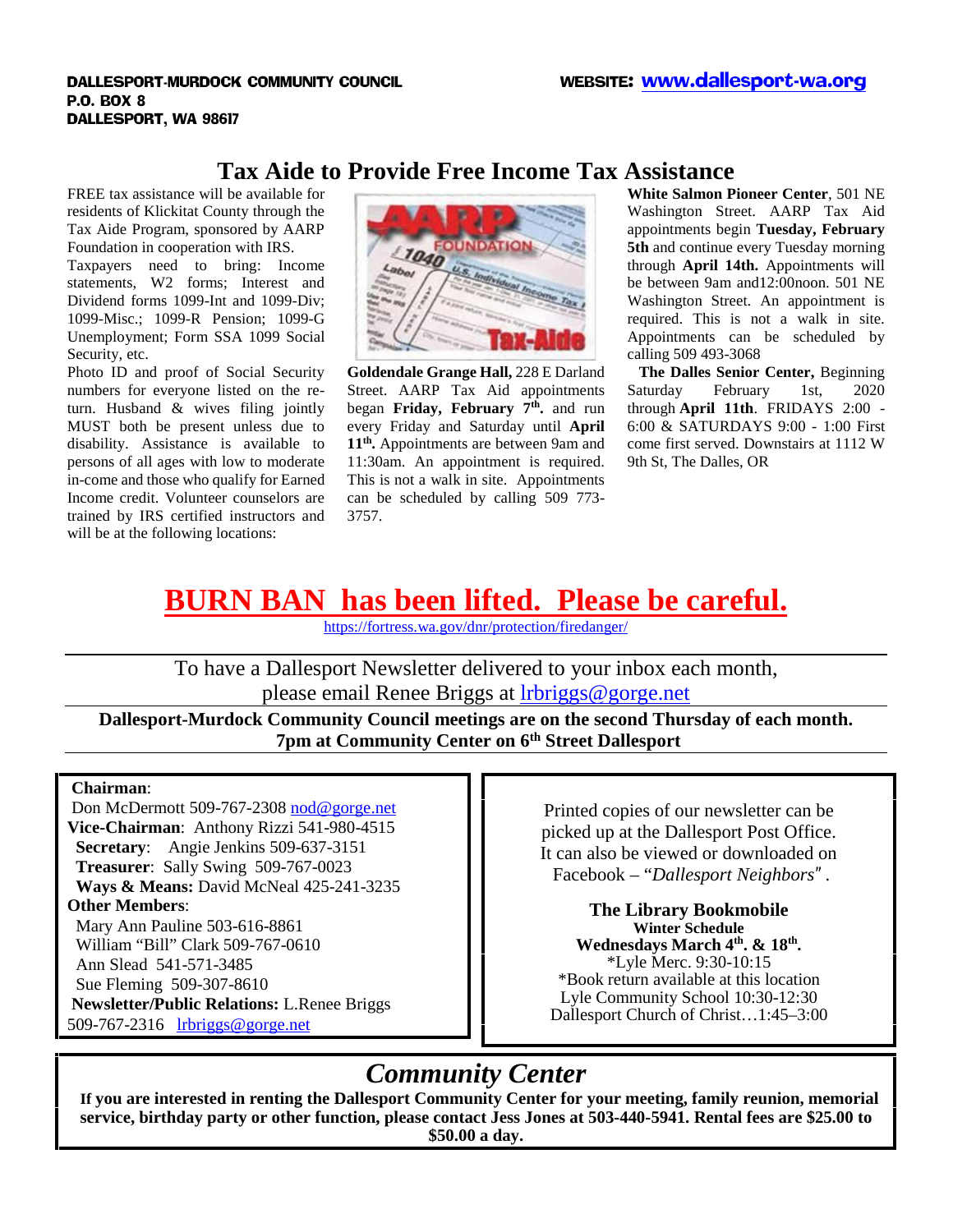**DALLESPORT-MURDOCK COMMUNITY COUNCIL**
**P.O. BOX 8**
**DALLESPORT, WA 98617**

**WEBSITE: www.dallesport-wa.org**

# Tax Aide to Provide Free Income Tax Assistance

FREE tax assistance will be available for residents of Klickitat County through the Tax Aide Program, sponsored by AARP Foundation in cooperation with IRS.

Taxpayers need to bring: Income statements, W2 forms; Interest and Dividend forms 1099-Int and 1099-Div; 1099-Misc.; 1099-R Pension; 1099-G Unemployment; Form SSA 1099 Social Security, etc.

Photo ID and proof of Social Security numbers for everyone listed on the re-turn. Husband & wives filing jointly MUST both be present unless due to disability. Assistance is available to persons of all ages with low to moderate in-come and those who qualify for Earned Income credit. Volunteer counselors are trained by IRS certified instructors and will be at the following locations:

**Goldendale Grange Hall,** 228 E Darland Street. AARP Tax Aid appointments began **Friday, February 7th.** and run every Friday and Saturday until **April 11th.** Appointments are between 9am and 11:30am. An appointment is required. This is not a walk in site. Appointments can be scheduled by calling 509 773-3757.

**White Salmon Pioneer Center**, 501 NE Washington Street. AARP Tax Aid appointments begin **Tuesday, February 5th** and continue every Tuesday morning through **April 14th.** Appointments will be between 9am and12:00noon. 501 NE Washington Street. An appointment is required. This is not a walk in site. Appointments can be scheduled by calling 509 493-3068

**The Dalles Senior Center,** Beginning Saturday February 1st, 2020 through **April 11th**. FRIDAYS 2:00 - 6:00 & SATURDAYS 9:00 - 1:00 First come first served. Downstairs at 1112 W 9th St, The Dalles, OR

# BURN BAN has been lifted. Please be careful.

https://fortress.wa.gov/dnr/protection/firedanger/

---

To have a Dallesport Newsletter delivered to your inbox each month, please email Renee Briggs at lrbriggs@gorge.net

**Dallesport-Murdock Community Council meetings are on the second Thursday of each month. 7pm at Community Center on 6th Street Dallesport**

---

**Chairman**:
Don McDermott 509-767-2308 nod@gorge.net
**Vice-Chairman**: Anthony Rizzi 541-980-4515
**Secretary**: Angie Jenkins 509-637-3151
**Treasurer**: Sally Swing 509-767-0023
**Ways & Means:** David McNeal 425-241-3235
**Other Members**:
Mary Ann Pauline 503-616-8861
William “Bill” Clark 509-767-0610
Ann Slead 541-571-3485
Sue Fleming 509-307-8610
**Newsletter/Public Relations:** L.Renee Briggs 509-767-2316 lrbriggs@gorge.net

Printed copies of our newsletter can be picked up at the Dallesport Post Office. It can also be viewed or downloaded on Facebook – “*Dallesport Neighbors*” .

**The Library Bookmobile**
**Winter Schedule**
**Wednesdays March 4th. & 18th.**
*Lyle Merc. 9:30-10:15
*Book return available at this location
Lyle Community School 10:30-12:30
Dallesport Church of Christ…1:45–3:00

## *Community Center*

**If you are interested in renting the Dallesport Community Center for your meeting, family reunion, memorial service, birthday party or other function, please contact Jess Jones at 503-440-5941. Rental fees are $25.00 to $50.00 a day.**